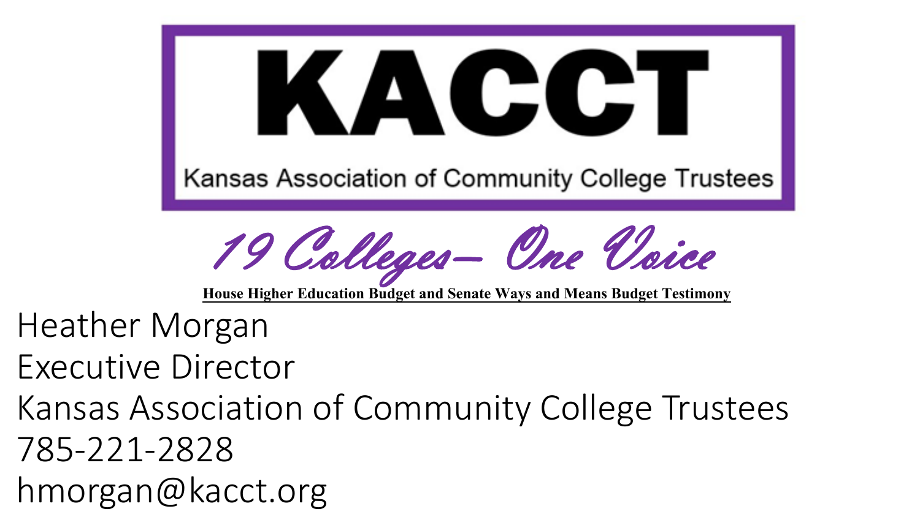# KACCT

Kansas Association of Community College Trustees

*19 Colleges– One Voice*

**House Higher Education Budget and Senate Ways and Means Budget Testimony**

Heather Morgan
Executive Director
Kansas Association of Community College Trustees
785-221-2828
hmorgan@kacct.org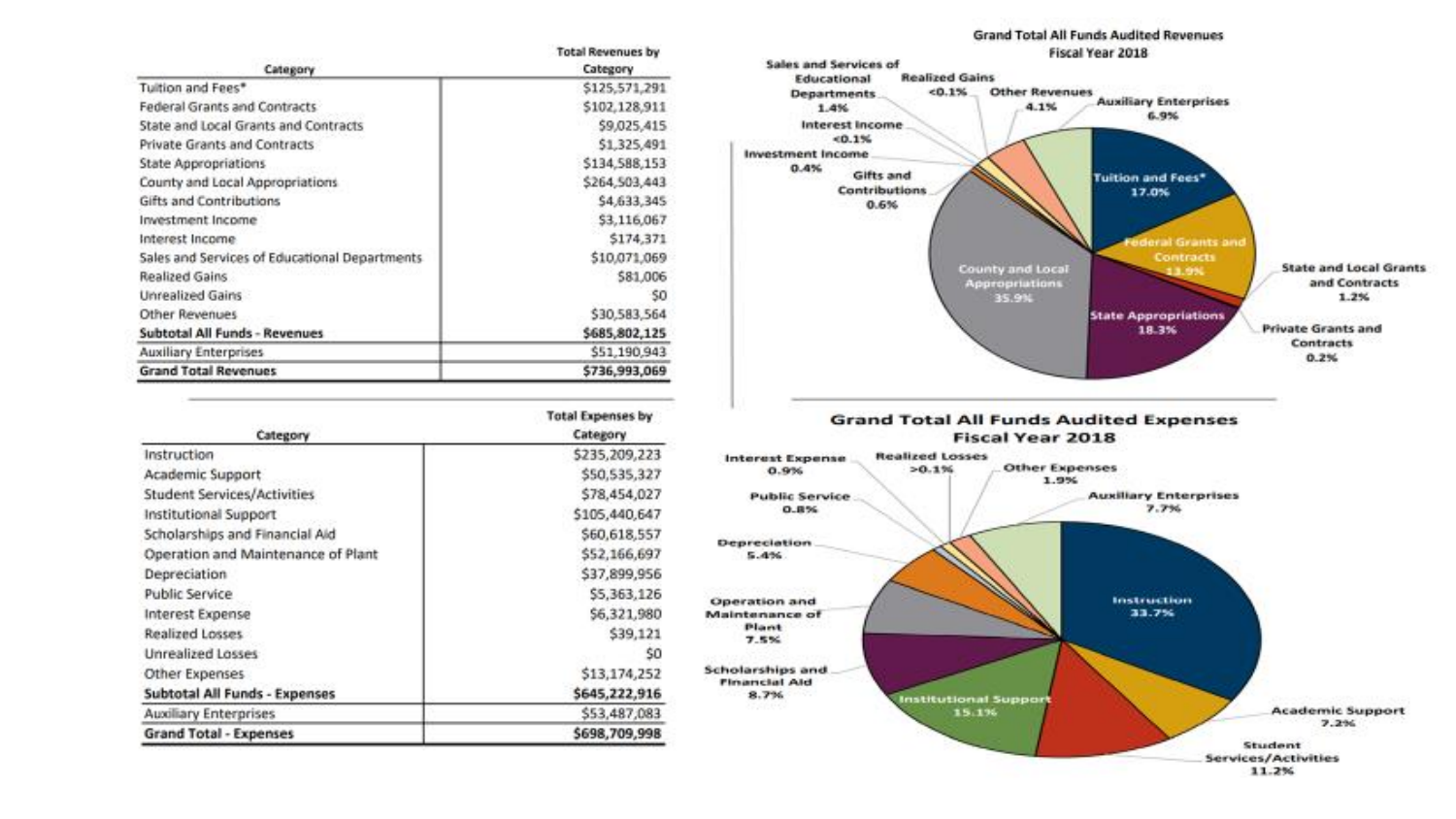| Category | Total Revenues by Category |
|---|---|
| Tuition and Fees* | $125,571,291 |
| Federal Grants and Contracts | $102,128,911 |
| State and Local Grants and Contracts | $9,025,415 |
| Private Grants and Contracts | $1,325,491 |
| State Appropriations | $134,588,153 |
| County and Local Appropriations | $264,503,443 |
| Gifts and Contributions | $4,633,345 |
| Investment Income | $3,116,067 |
| Interest Income | $174,371 |
| Sales and Services of Educational Departments | $10,071,069 |
| Realized Gains | $81,006 |
| Unrealized Gains | $0 |
| Other Revenues | $30,583,564 |
| **Subtotal All Funds - Revenues** | **$685,802,125** |
| Auxiliary Enterprises | $51,190,943 |
| **Grand Total Revenues** | **$736,993,069** |

**Grand Total All Funds Audited Revenues Fiscal Year 2018**

- Tuition and Fees* 17.0%
- Federal Grants and Contracts 13.9%
- State and Local Grants and Contracts 1.2%
- Private Grants and Contracts 0.2%
- State Appropriations 18.3%
- County and Local Appropriations 35.9%
- Gifts and Contributions 0.6%
- Investment Income 0.4%
- Interest Income <0.1%
- Sales and Services of Educational Departments 1.4%
- Realized Gains <0.1%
- Other Revenues 4.1%
- Auxiliary Enterprises 6.9%

| Category | Total Expenses by Category |
|---|---|
| Instruction | $235,209,223 |
| Academic Support | $50,535,327 |
| Student Services/Activities | $78,454,027 |
| Institutional Support | $105,440,647 |
| Scholarships and Financial Aid | $60,618,557 |
| Operation and Maintenance of Plant | $52,166,697 |
| Depreciation | $37,899,956 |
| Public Service | $5,363,126 |
| Interest Expense | $6,321,980 |
| Realized Losses | $39,121 |
| Unrealized Losses | $0 |
| Other Expenses | $13,174,252 |
| **Subtotal All Funds - Expenses** | **$645,222,916** |
| Auxiliary Enterprises | $53,487,083 |
| **Grand Total - Expenses** | **$698,709,998** |

**Grand Total All Funds Audited Expenses Fiscal Year 2018**

- Instruction 33.7%
- Academic Support 7.2%
- Student Services/Activities 11.2%
- Institutional Support 15.1%
- Scholarships and Financial Aid 8.7%
- Operation and Maintenance of Plant 7.5%
- Depreciation 5.4%
- Public Service 0.8%
- Interest Expense 0.9%
- Realized Losses >0.1%
- Other Expenses 1.9%
- Auxiliary Enterprises 7.7%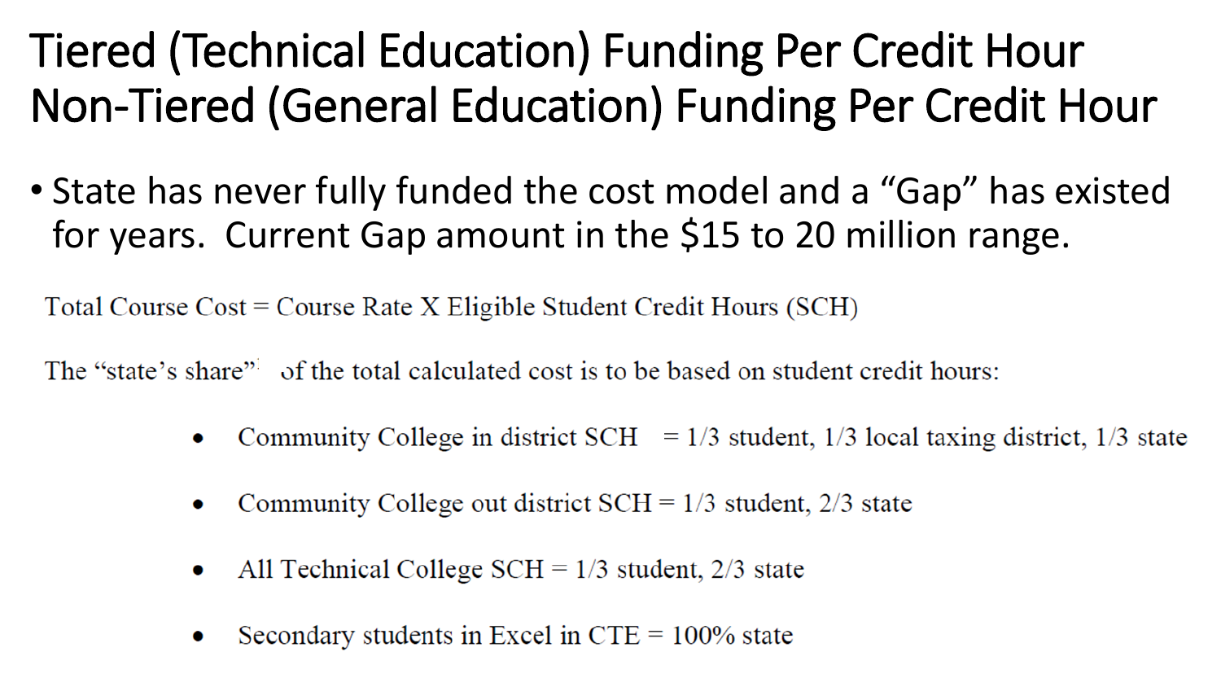# Tiered (Technical Education) Funding Per Credit Hour
# Non-Tiered (General Education) Funding Per Credit Hour

- State has never fully funded the cost model and a "Gap" has existed for years. Current Gap amount in the $15 to 20 million range.

Total Course Cost = Course Rate X Eligible Student Credit Hours (SCH)

The "state's share" of the total calculated cost is to be based on student credit hours:

- Community College in district SCH = 1/3 student, 1/3 local taxing district, 1/3 state
- Community College out district SCH = 1/3 student, 2/3 state
- All Technical College SCH = 1/3 student, 2/3 state
- Secondary students in Excel in CTE = 100% state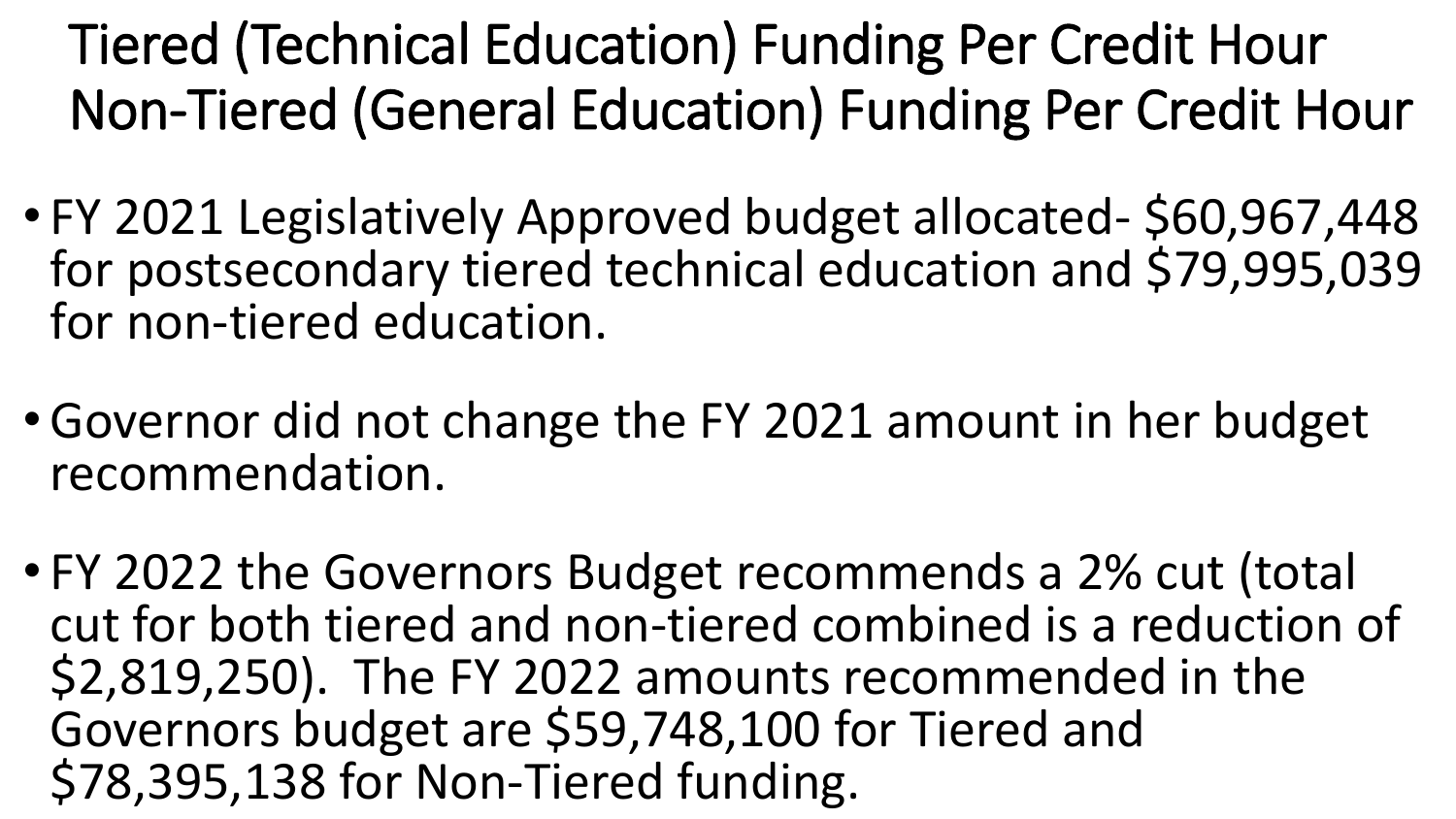# Tiered (Technical Education) Funding Per Credit Hour
# Non-Tiered (General Education) Funding Per Credit Hour

- FY 2021 Legislatively Approved budget allocated- $60,967,448 for postsecondary tiered technical education and $79,995,039 for non-tiered education.

- Governor did not change the FY 2021 amount in her budget recommendation.

- FY 2022 the Governors Budget recommends a 2% cut (total cut for both tiered and non-tiered combined is a reduction of $2,819,250). The FY 2022 amounts recommended in the Governors budget are $59,748,100 for Tiered and $78,395,138 for Non-Tiered funding.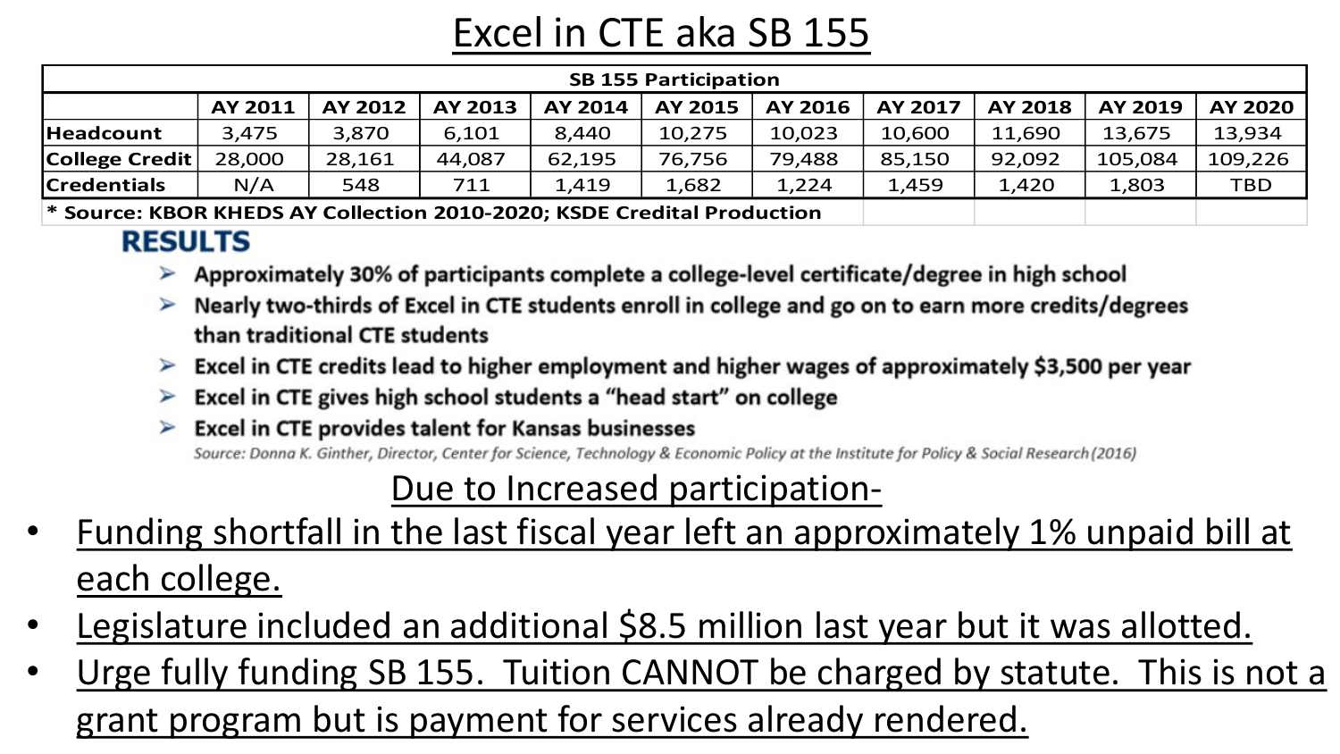# Excel in CTE aka SB 155

| SB 155 Participation | | | | | | | | | | |
|---|---|---|---|---|---|---|---|---|---|---|
| | AY 2011 | AY 2012 | AY 2013 | AY 2014 | AY 2015 | AY 2016 | AY 2017 | AY 2018 | AY 2019 | AY 2020 |
| Headcount | 3,475 | 3,870 | 6,101 | 8,440 | 10,275 | 10,023 | 10,600 | 11,690 | 13,675 | 13,934 |
| College Credit | 28,000 | 28,161 | 44,087 | 62,195 | 76,756 | 79,488 | 85,150 | 92,092 | 105,084 | 109,226 |
| Credentials | N/A | 548 | 711 | 1,419 | 1,682 | 1,224 | 1,459 | 1,420 | 1,803 | TBD |

**\* Source: KBOR KHEDS AY Collection 2010-2020; KSDE Credital Production**

## RESULTS

- **Approximately 30% of participants complete a college-level certificate/degree in high school**
- **Nearly two-thirds of Excel in CTE students enroll in college and go on to earn more credits/degrees than traditional CTE students**
- **Excel in CTE credits lead to higher employment and higher wages of approximately $3,500 per year**
- **Excel in CTE gives high school students a "head start" on college**
- **Excel in CTE provides talent for Kansas businesses**

*Source: Donna K. Ginther, Director, Center for Science, Technology & Economic Policy at the Institute for Policy & Social Research (2016)*

Due to Increased participation-

- Funding shortfall in the last fiscal year left an approximately 1% unpaid bill at each college.
- Legislature included an additional $8.5 million last year but it was allotted.
- Urge fully funding SB 155. Tuition CANNOT be charged by statute. This is not a grant program but is payment for services already rendered.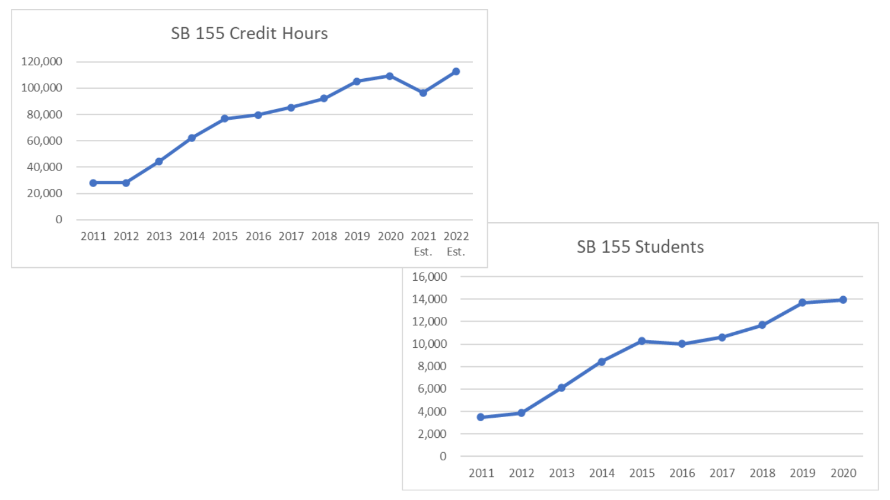SB 155 Credit Hours

120,000
100,000
80,000
60,000
40,000
20,000
0

2011 2012 2013 2014 2015 2016 2017 2018 2019 2020 2021 Est. 2022 Est.

SB 155 Students

16,000
14,000
12,000
10,000
8,000
6,000
4,000
2,000
0

2011 2012 2013 2014 2015 2016 2017 2018 2019 2020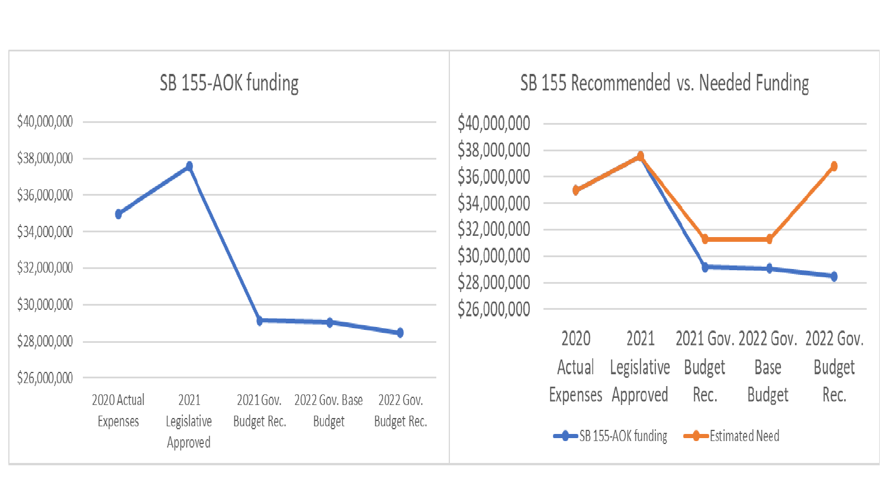## SB 155-AOK funding

$40,000,000
$38,000,000
$36,000,000
$34,000,000
$32,000,000
$30,000,000
$28,000,000
$26,000,000

2020 Actual Expenses | 2021 Legislative Approved | 2021 Gov. Budget Rec. | 2022 Gov. Base Budget | 2022 Gov. Budget Rec.

## SB 155 Recommended vs. Needed Funding

$40,000,000
$38,000,000
$36,000,000
$34,000,000
$32,000,000
$30,000,000
$28,000,000
$26,000,000

2020 Actual Expenses | 2021 Legislative Approved | 2021 Gov. Budget Rec. | 2022 Gov. Base Budget | 2022 Gov. Budget Rec.

SB 155-AOK funding | Estimated Need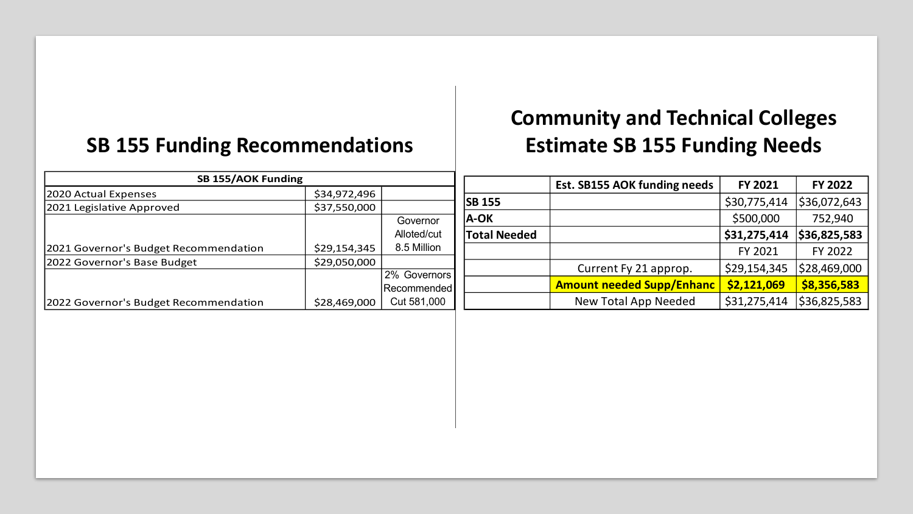## SB 155 Funding Recommendations

| SB 155/AOK Funding | | |
|---|---|---|
| 2020 Actual Expenses | $34,972,496 | |
| 2021 Legislative Approved | $37,550,000 | |
| 2021 Governor's Budget Recommendation | $29,154,345 | Governor Alloted/cut 8.5 Million |
| 2022 Governor's Base Budget | $29,050,000 | |
| 2022 Governor's Budget Recommendation | $28,469,000 | 2% Governors Recommended Cut 581,000 |

## Community and Technical Colleges Estimate SB 155 Funding Needs

| | Est. SB155 AOK funding needs | FY 2021 | FY 2022 |
|---|---|---|---|
| **SB 155** | | $30,775,414 | $36,072,643 |
| **A-OK** | | $500,000 | 752,940 |
| **Total Needed** | | **$31,275,414** | **$36,825,583** |
| | | FY 2021 | FY 2022 |
| | Current Fy 21 approp. | $29,154,345 | $28,469,000 |
| | **Amount needed Supp/Enhanc** | **$2,121,069** | **$8,356,583** |
| | New Total App Needed | $31,275,414 | $36,825,583 |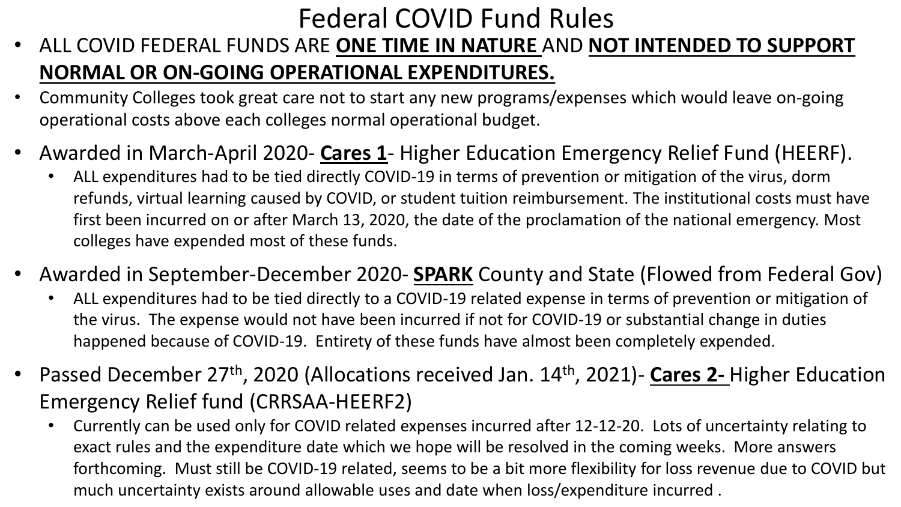# Federal COVID Fund Rules

- ALL COVID FEDERAL FUNDS ARE **ONE TIME IN NATURE** AND **NOT INTENDED TO SUPPORT NORMAL OR ON-GOING OPERATIONAL EXPENDITURES.**
- Community Colleges took great care not to start any new programs/expenses which would leave on-going operational costs above each colleges normal operational budget.
- Awarded in March-April 2020- **Cares 1**- Higher Education Emergency Relief Fund (HEERF).
  - ALL expenditures had to be tied directly COVID-19 in terms of prevention or mitigation of the virus, dorm refunds, virtual learning caused by COVID, or student tuition reimbursement. The institutional costs must have first been incurred on or after March 13, 2020, the date of the proclamation of the national emergency. Most colleges have expended most of these funds.
- Awarded in September-December 2020- **SPARK** County and State (Flowed from Federal Gov)
  - ALL expenditures had to be tied directly to a COVID-19 related expense in terms of prevention or mitigation of the virus. The expense would not have been incurred if not for COVID-19 or substantial change in duties happened because of COVID-19. Entirety of these funds have almost been completely expended.
- Passed December 27th, 2020 (Allocations received Jan. 14th, 2021)- **Cares 2-** Higher Education Emergency Relief fund (CRRSAA-HEERF2)
  - Currently can be used only for COVID related expenses incurred after 12-12-20. Lots of uncertainty relating to exact rules and the expenditure date which we hope will be resolved in the coming weeks. More answers forthcoming. Must still be COVID-19 related, seems to be a bit more flexibility for loss revenue due to COVID but much uncertainty exists around allowable uses and date when loss/expenditure incurred .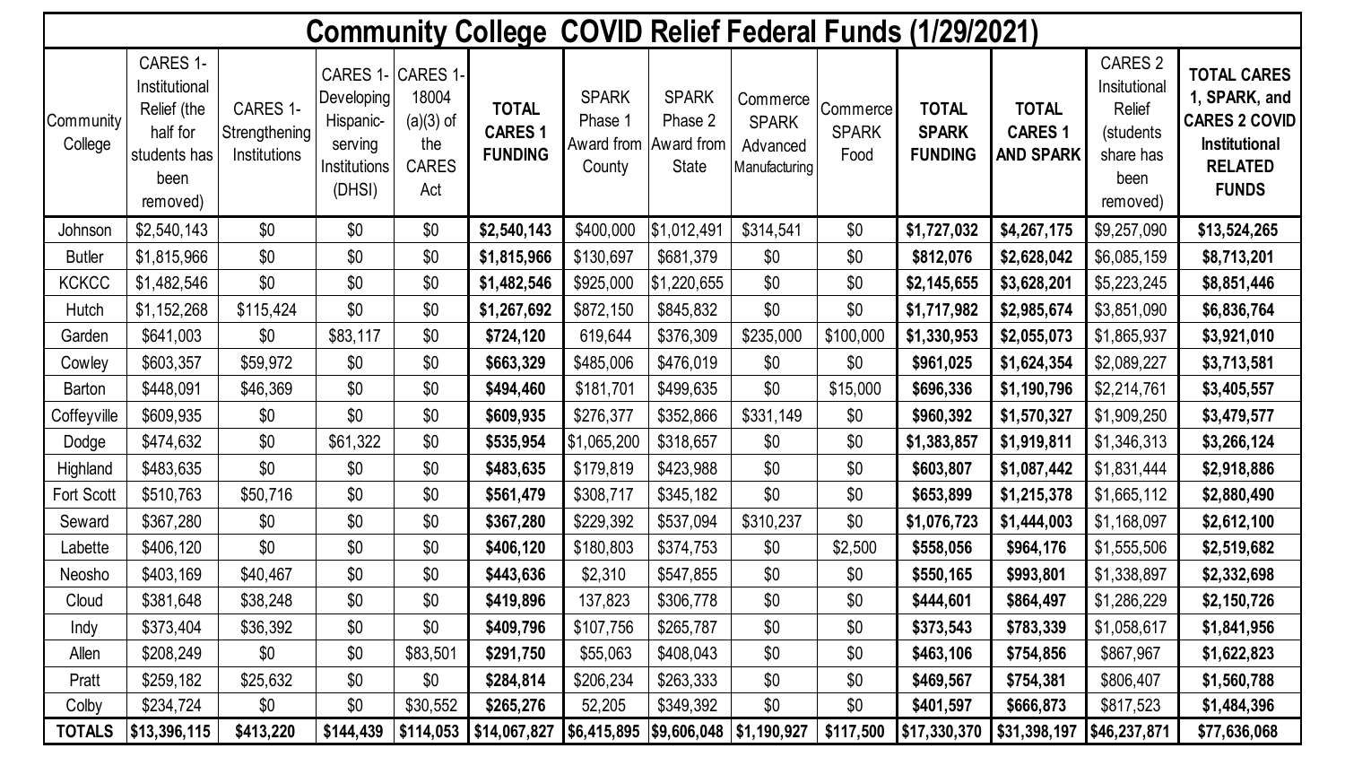# Community College COVID Relief Federal Funds (1/29/2021)

| Community College | CARES 1- Institutional Relief (the half for students has been removed) | CARES 1- Strengthening Institutions | CARES 1- Developing Hispanic-serving Institutions (DHSI) | CARES 1- 18004 (a)(3) of the CARES Act | **TOTAL CARES 1 FUNDING** | SPARK Phase 1 Award from County | SPARK Phase 2 Award from State | Commerce SPARK Advanced Manufacturing | Commerce SPARK Food | **TOTAL SPARK FUNDING** | **TOTAL CARES 1 AND SPARK** | CARES 2 Insitutional Relief (students share has been removed) | **TOTAL CARES 1, SPARK, and CARES 2 COVID Institutional RELATED FUNDS** |
|---|---|---|---|---|---|---|---|---|---|---|---|---|---|
| Johnson | $2,540,143 | $0 | $0 | $0 | **$2,540,143** | $400,000 | $1,012,491 | $314,541 | $0 | **$1,727,032** | **$4,267,175** | $9,257,090 | **$13,524,265** |
| Butler | $1,815,966 | $0 | $0 | $0 | **$1,815,966** | $130,697 | $681,379 | $0 | $0 | **$812,076** | **$2,628,042** | $6,085,159 | **$8,713,201** |
| KCKCC | $1,482,546 | $0 | $0 | $0 | **$1,482,546** | $925,000 | $1,220,655 | $0 | $0 | **$2,145,655** | **$3,628,201** | $5,223,245 | **$8,851,446** |
| Hutch | $1,152,268 | $115,424 | $0 | $0 | **$1,267,692** | $872,150 | $845,832 | $0 | $0 | **$1,717,982** | **$2,985,674** | $3,851,090 | **$6,836,764** |
| Garden | $641,003 | $0 | $83,117 | $0 | **$724,120** | 619,644 | $376,309 | $235,000 | $100,000 | **$1,330,953** | **$2,055,073** | $1,865,937 | **$3,921,010** |
| Cowley | $603,357 | $59,972 | $0 | $0 | **$663,329** | $485,006 | $476,019 | $0 | $0 | **$961,025** | **$1,624,354** | $2,089,227 | **$3,713,581** |
| Barton | $448,091 | $46,369 | $0 | $0 | **$494,460** | $181,701 | $499,635 | $0 | $15,000 | **$696,336** | **$1,190,796** | $2,214,761 | **$3,405,557** |
| Coffeyville | $609,935 | $0 | $0 | $0 | **$609,935** | $276,377 | $352,866 | $331,149 | $0 | **$960,392** | **$1,570,327** | $1,909,250 | **$3,479,577** |
| Dodge | $474,632 | $0 | $61,322 | $0 | **$535,954** | $1,065,200 | $318,657 | $0 | $0 | **$1,383,857** | **$1,919,811** | $1,346,313 | **$3,266,124** |
| Highland | $483,635 | $0 | $0 | $0 | **$483,635** | $179,819 | $423,988 | $0 | $0 | **$603,807** | **$1,087,442** | $1,831,444 | **$2,918,886** |
| Fort Scott | $510,763 | $50,716 | $0 | $0 | **$561,479** | $308,717 | $345,182 | $0 | $0 | **$653,899** | **$1,215,378** | $1,665,112 | **$2,880,490** |
| Seward | $367,280 | $0 | $0 | $0 | **$367,280** | $229,392 | $537,094 | $310,237 | $0 | **$1,076,723** | **$1,444,003** | $1,168,097 | **$2,612,100** |
| Labette | $406,120 | $0 | $0 | $0 | **$406,120** | $180,803 | $374,753 | $0 | $2,500 | **$558,056** | **$964,176** | $1,555,506 | **$2,519,682** |
| Neosho | $403,169 | $40,467 | $0 | $0 | **$443,636** | $2,310 | $547,855 | $0 | $0 | **$550,165** | **$993,801** | $1,338,897 | **$2,332,698** |
| Cloud | $381,648 | $38,248 | $0 | $0 | **$419,896** | 137,823 | $306,778 | $0 | $0 | **$444,601** | **$864,497** | $1,286,229 | **$2,150,726** |
| Indy | $373,404 | $36,392 | $0 | $0 | **$409,796** | $107,756 | $265,787 | $0 | $0 | **$373,543** | **$783,339** | $1,058,617 | **$1,841,956** |
| Allen | $208,249 | $0 | $0 | $83,501 | **$291,750** | $55,063 | $408,043 | $0 | $0 | **$463,106** | **$754,856** | $867,967 | **$1,622,823** |
| Pratt | $259,182 | $25,632 | $0 | $0 | **$284,814** | $206,234 | $263,333 | $0 | $0 | **$469,567** | **$754,381** | $806,407 | **$1,560,788** |
| Colby | $234,724 | $0 | $0 | $30,552 | **$265,276** | 52,205 | $349,392 | $0 | $0 | **$401,597** | **$666,873** | $817,523 | **$1,484,396** |
| **TOTALS** | **$13,396,115** | **$413,220** | **$144,439** | **$114,053** | **$14,067,827** | **$6,415,895** | **$9,606,048** | **$1,190,927** | **$117,500** | **$17,330,370** | **$31,398,197** | **$46,237,871** | **$77,636,068** |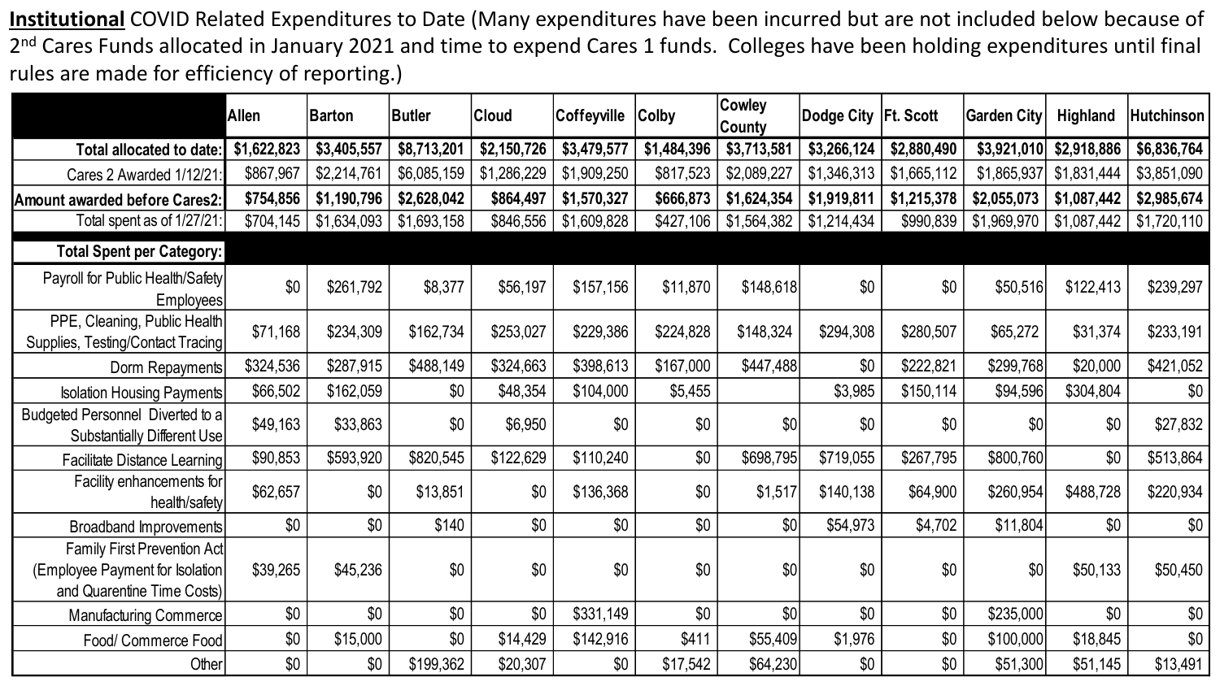**Institutional** COVID Related Expenditures to Date (Many expenditures have been incurred but are not included below because of 2nd Cares Funds allocated in January 2021 and time to expend Cares 1 funds. Colleges have been holding expenditures until final rules are made for efficiency of reporting.)

| | Allen | Barton | Butler | Cloud | Coffeyville | Colby | Cowley County | Dodge City | Ft. Scott | Garden City | Highland | Hutchinson |
|---|---|---|---|---|---|---|---|---|---|---|---|---|
| **Total allocated to date:** | **$1,622,823** | **$3,405,557** | **$8,713,201** | **$2,150,726** | **$3,479,577** | **$1,484,396** | **$3,713,581** | **$3,266,124** | **$2,880,490** | **$3,921,010** | **$2,918,886** | **$6,836,764** |
| Cares 2 Awarded 1/12/21: | $867,967 | $2,214,761 | $6,085,159 | $1,286,229 | $1,909,250 | $817,523 | $2,089,227 | $1,346,313 | $1,665,112 | $1,865,937 | $1,831,444 | $3,851,090 |
| **Amount awarded before Cares2:** | **$754,856** | **$1,190,796** | **$2,628,042** | **$864,497** | **$1,570,327** | **$666,873** | **$1,624,354** | **$1,919,811** | **$1,215,378** | **$2,055,073** | **$1,087,442** | **$2,985,674** |
| Total spent as of 1/27/21: | $704,145 | $1,634,093 | $1,693,158 | $846,556 | $1,609,828 | $427,106 | $1,564,382 | $1,214,434 | $990,839 | $1,969,970 | $1,087,442 | $1,720,110 |
| **Total Spent per Category:** | | | | | | | | | | | | |
| Payroll for Public Health/Safety Employees | $0 | $261,792 | $8,377 | $56,197 | $157,156 | $11,870 | $148,618 | $0 | $0 | $50,516 | $122,413 | $239,297 |
| PPE, Cleaning, Public Health Supplies, Testing/Contact Tracing | $71,168 | $234,309 | $162,734 | $253,027 | $229,386 | $224,828 | $148,324 | $294,308 | $280,507 | $65,272 | $31,374 | $233,191 |
| Dorm Repayments | $324,536 | $287,915 | $488,149 | $324,663 | $398,613 | $167,000 | $447,488 | $0 | $222,821 | $299,768 | $20,000 | $421,052 |
| Isolation Housing Payments | $66,502 | $162,059 | $0 | $48,354 | $104,000 | $5,455 | | $3,985 | $150,114 | $94,596 | $304,804 | $0 |
| Budgeted Personnel Diverted to a Substantially Different Use | $49,163 | $33,863 | $0 | $6,950 | $0 | $0 | $0 | $0 | $0 | $0 | $0 | $27,832 |
| Facilitate Distance Learning | $90,853 | $593,920 | $820,545 | $122,629 | $110,240 | $0 | $698,795 | $719,055 | $267,795 | $800,760 | $0 | $513,864 |
| Facility enhancements for health/safety | $62,657 | $0 | $13,851 | $0 | $136,368 | $0 | $1,517 | $140,138 | $64,900 | $260,954 | $488,728 | $220,934 |
| Broadband Improvements | $0 | $0 | $140 | $0 | $0 | $0 | $0 | $54,973 | $4,702 | $11,804 | $0 | $0 |
| Family First Prevention Act (Employee Payment for Isolation and Quarentine Time Costs) | $39,265 | $45,236 | $0 | $0 | $0 | $0 | $0 | $0 | $0 | $0 | $50,133 | $50,450 |
| Manufacturing Commerce | $0 | $0 | $0 | $0 | $331,149 | $0 | $0 | $0 | $0 | $235,000 | $0 | $0 |
| Food/ Commerce Food | $0 | $15,000 | $0 | $14,429 | $142,916 | $411 | $55,409 | $1,976 | $0 | $100,000 | $18,845 | $0 |
| Other | $0 | $0 | $199,362 | $20,307 | $0 | $17,542 | $64,230 | $0 | $0 | $51,300 | $51,145 | $13,491 |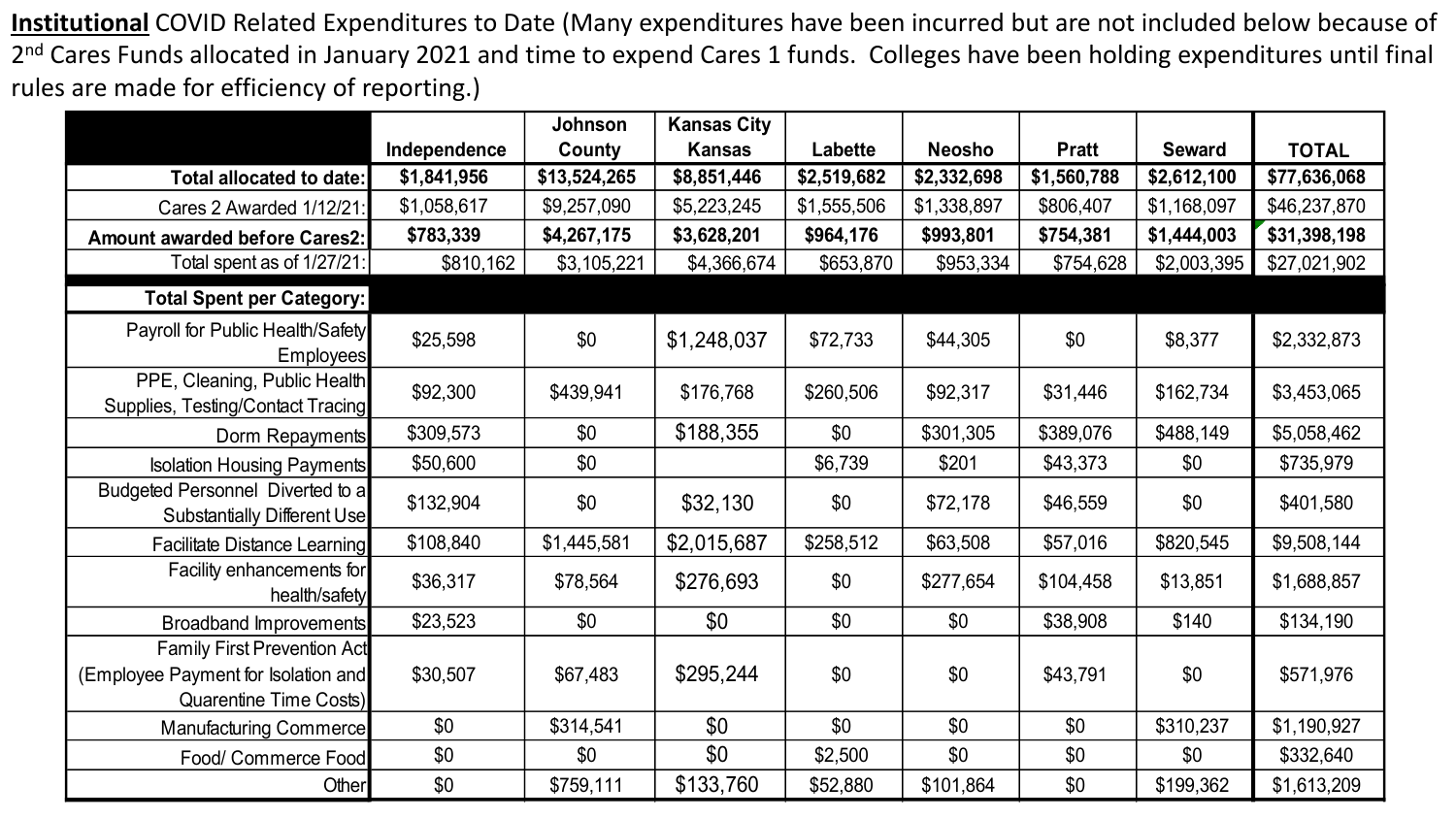**Institutional** COVID Related Expenditures to Date (Many expenditures have been incurred but are not included below because of 2nd Cares Funds allocated in January 2021 and time to expend Cares 1 funds. Colleges have been holding expenditures until final rules are made for efficiency of reporting.)

| | Independence | Johnson County | Kansas City Kansas | Labette | Neosho | Pratt | Seward | TOTAL |
|---|---|---|---|---|---|---|---|---|
| **Total allocated to date:** | **$1,841,956** | **$13,524,265** | **$8,851,446** | **$2,519,682** | **$2,332,698** | **$1,560,788** | **$2,612,100** | **$77,636,068** |
| Cares 2 Awarded 1/12/21: | $1,058,617 | $9,257,090 | $5,223,245 | $1,555,506 | $1,338,897 | $806,407 | $1,168,097 | $46,237,870 |
| **Amount awarded before Cares2:** | **$783,339** | **$4,267,175** | **$3,628,201** | **$964,176** | **$993,801** | **$754,381** | **$1,444,003** | **$31,398,198** |
| Total spent as of 1/27/21: | $810,162 | $3,105,221 | $4,366,674 | $653,870 | $953,334 | $754,628 | $2,003,395 | $27,021,902 |
| **Total Spent per Category:** | | | | | | | | |
| Payroll for Public Health/Safety Employees | $25,598 | $0 | $1,248,037 | $72,733 | $44,305 | $0 | $8,377 | $2,332,873 |
| PPE, Cleaning, Public Health Supplies, Testing/Contact Tracing | $92,300 | $439,941 | $176,768 | $260,506 | $92,317 | $31,446 | $162,734 | $3,453,065 |
| Dorm Repayments | $309,573 | $0 | $188,355 | $0 | $301,305 | $389,076 | $488,149 | $5,058,462 |
| Isolation Housing Payments | $50,600 | $0 | | $6,739 | $201 | $43,373 | $0 | $735,979 |
| Budgeted Personnel Diverted to a Substantially Different Use | $132,904 | $0 | $32,130 | $0 | $72,178 | $46,559 | $0 | $401,580 |
| Facilitate Distance Learning | $108,840 | $1,445,581 | $2,015,687 | $258,512 | $63,508 | $57,016 | $820,545 | $9,508,144 |
| Facility enhancements for health/safety | $36,317 | $78,564 | $276,693 | $0 | $277,654 | $104,458 | $13,851 | $1,688,857 |
| Broadband Improvements | $23,523 | $0 | $0 | $0 | $0 | $38,908 | $140 | $134,190 |
| Family First Prevention Act (Employee Payment for Isolation and Quarentine Time Costs) | $30,507 | $67,483 | $295,244 | $0 | $0 | $43,791 | $0 | $571,976 |
| Manufacturing Commerce | $0 | $314,541 | $0 | $0 | $0 | $0 | $310,237 | $1,190,927 |
| Food/ Commerce Food | $0 | $0 | $0 | $2,500 | $0 | $0 | $0 | $332,640 |
| Other | $0 | $759,111 | $133,760 | $52,880 | $101,864 | $0 | $199,362 | $1,613,209 |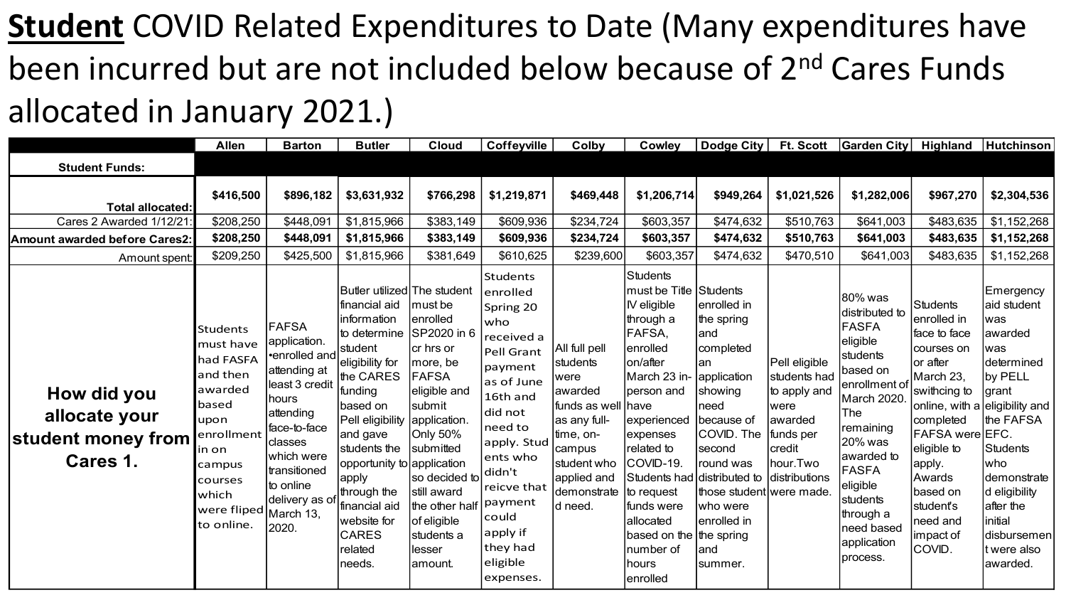# **Student** COVID Related Expenditures to Date (Many expenditures have been incurred but are not included below because of 2nd Cares Funds allocated in January 2021.)

| | Allen | Barton | Butler | Cloud | Coffeyville | Colby | Cowley | Dodge City | Ft. Scott | Garden City | Highland | Hutchinson |
|---|---|---|---|---|---|---|---|---|---|---|---|---|
| **Student Funds:** | | | | | | | | | | | | |
| **Total allocated:** | **$416,500** | **$896,182** | **$3,631,932** | **$766,298** | **$1,219,871** | **$469,448** | **$1,206,714** | **$949,264** | **$1,021,526** | **$1,282,006** | **$967,270** | **$2,304,536** |
| Cares 2 Awarded 1/12/21: | $208,250 | $448,091 | $1,815,966 | $383,149 | $609,936 | $234,724 | $603,357 | $474,632 | $510,763 | $641,003 | $483,635 | $1,152,268 |
| **Amount awarded before Cares2:** | **$208,250** | **$448,091** | **$1,815,966** | **$383,149** | **$609,936** | **$234,724** | **$603,357** | **$474,632** | **$510,763** | **$641,003** | **$483,635** | **$1,152,268** |
| Amount spent: | $209,250 | $425,500 | $1,815,966 | $381,649 | $610,625 | $239,600 | $603,357 | $474,632 | $470,510 | $641,003 | $483,635 | $1,152,268 |
| **How did you allocate your student money from Cares 1.** | Students must have had FASFA and then awarded based upon enrollment in on campus courses which were fliped to online. | FAFSA application. •enrolled and attending at least 3 credit hours attending face-to-face classes which were transitioned to online delivery as of March 13, 2020. | Butler utilized financial aid information to determine student eligibility for the CARES funding based on Pell eligibility and gave students the opportunity to apply through the financial aid website for CARES related needs. | The student must be enrolled SP2020 in 6 cr hrs or more, be FAFSA eligible and submit application. Only 50% submitted application so decided to still award the other half of eligible students a lesser amount. | Students enrolled Spring 20 who received a Pell Grant payment as of June 16th and did not need to apply. Students who didn't reicve that payment could apply if they had eligible expenses. | All full pell students were awarded funds as well as any full-time, on-campus student who applied and demonstrated need. | Students must be Title IV eligible through a FAFSA, enrolled on/after March 23 in-person and have experienced expenses related to COVID-19. Students had to request funds were allocated based on the number of hours enrolled | Students enrolled in the spring and completed an application showing need because of COVID. The second round was distributed to those student who were enrolled in the spring and summer. | Pell eligible students had to apply and were awarded funds per credit hour.Two distributions were made. | 80% was distributed to FASFA eligible students based on enrollment of March 2020. The remaining 20% was awarded to FASFA eligible students through a need based application process. | Students enrolled in face to face courses on or after March 23, swithcing to online, with a completed FAFSA were eligible to apply. Awards based on student's need and impact of COVID. | Emergency aid student was awarded was determined by PELL grant eligibility and the FAFSA EFC. Students who demonstrated eligibility after the initial disbursement were also awarded. |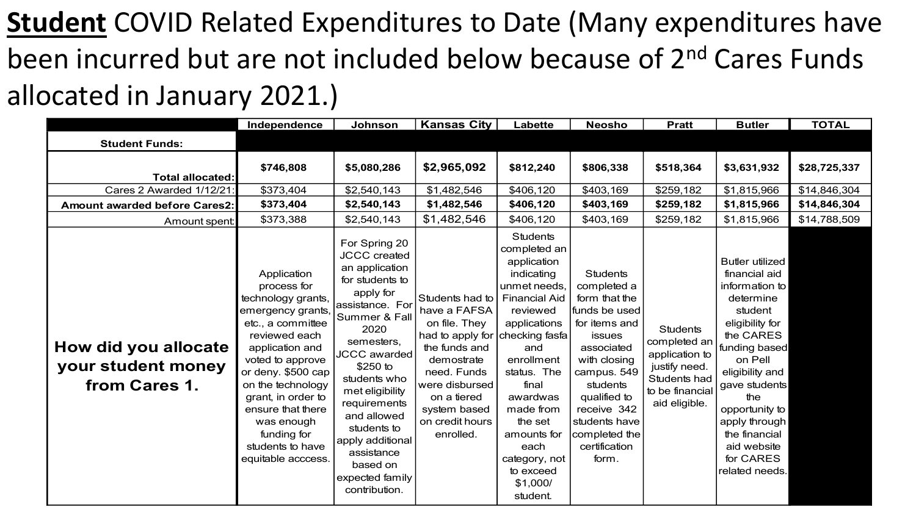**Student** COVID Related Expenditures to Date (Many expenditures have been incurred but are not included below because of 2nd Cares Funds allocated in January 2021.)

| | Independence | Johnson | Kansas City | Labette | Neosho | Pratt | Butler | TOTAL |
|---|---|---|---|---|---|---|---|---|
| **Student Funds:** | | | | | | | | |
| **Total allocated:** | **$746,808** | **$5,080,286** | **$2,965,092** | **$812,240** | **$806,338** | **$518,364** | **$3,631,932** | **$28,725,337** |
| Cares 2 Awarded 1/12/21: | $373,404 | $2,540,143 | $1,482,546 | $406,120 | $403,169 | $259,182 | $1,815,966 | $14,846,304 |
| **Amount awarded before Cares2:** | **$373,404** | **$2,540,143** | **$1,482,546** | **$406,120** | **$403,169** | **$259,182** | **$1,815,966** | **$14,846,304** |
| Amount spent: | $373,388 | $2,540,143 | $1,482,546 | $406,120 | $403,169 | $259,182 | $1,815,966 | $14,788,509 |
| **How did you allocate your student money from Cares 1.** | Application process for technology grants, emergency grants, etc., a committee reviewed each application and voted to approve or deny. $500 cap on the technology grant, in order to ensure that there was enough funding for students to have equitable acccess. | For Spring 20 JCCC created an application for students to apply for assistance. For Summer & Fall 2020 semesters, JCCC awarded $250 to students who met eligibility requirements and allowed students to apply additional assistance based on expected family contribution. | Students had to have a FAFSA on file. They had to apply for the funds and demostrate need. Funds were disbursed on a tiered system based on credit hours enrolled. | Students completed an application indicating unmet needs, Financial Aid reviewed applications checking fasfa and enrollment status. The final awardwas made from the set amounts for each category, not to exceed $1,000/ student. | Students completed a form that the funds be used for items and issues associated with closing campus. 549 students qualified to receive 342 students have completed the certification form. | Students completed an application to justify need. Students had to be financial aid eligible. | Butler utilized financial aid information to determine student eligibility for the CARES funding based on Pell eligibility and gave students the opportunity to apply through the financial aid website for CARES related needs. | |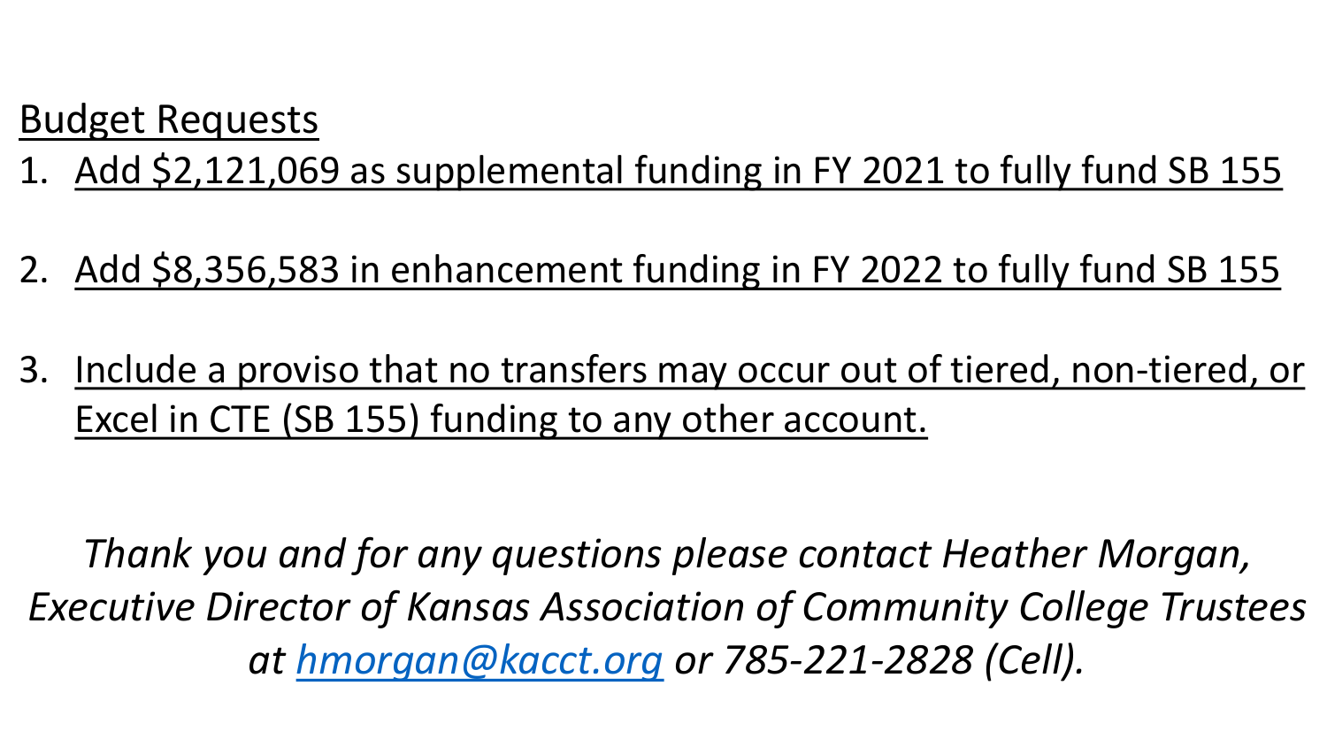## Budget Requests

1. Add $2,121,069 as supplemental funding in FY 2021 to fully fund SB 155

2. Add $8,356,583 in enhancement funding in FY 2022 to fully fund SB 155

3. Include a proviso that no transfers may occur out of tiered, non-tiered, or Excel in CTE (SB 155) funding to any other account.

*Thank you and for any questions please contact Heather Morgan, Executive Director of Kansas Association of Community College Trustees at [hmorgan@kacct.org](mailto:hmorgan@kacct.org) or 785-221-2828 (Cell).*